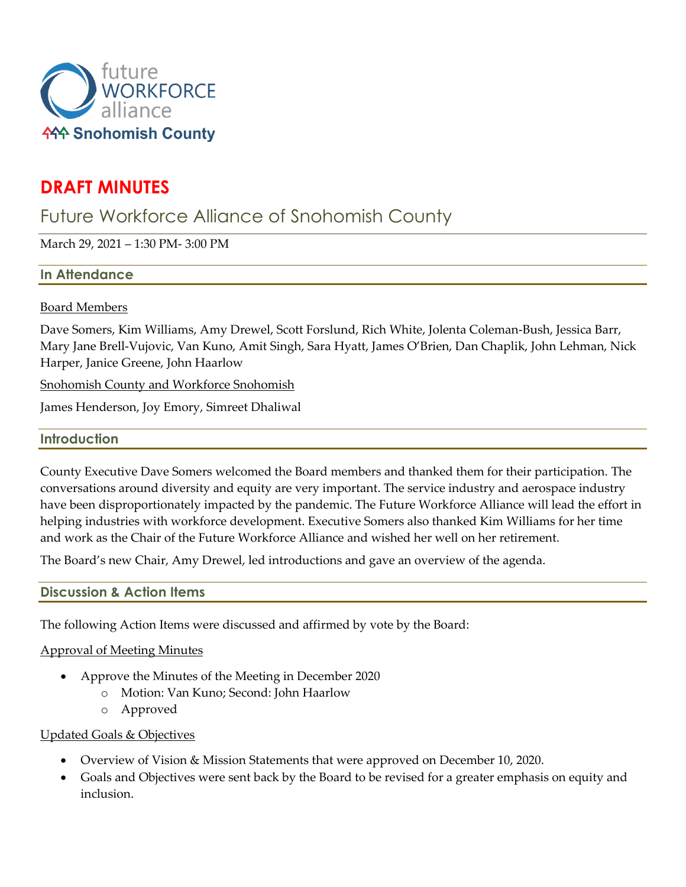future WORKFORCE alliance
Snohomish County

# DRAFT MINUTES

## Future Workforce Alliance of Snohomish County

March 29, 2021 – 1:30 PM- 3:00 PM

### In Attendance

Board Members

Dave Somers, Kim Williams, Amy Drewel, Scott Forslund, Rich White, Jolenta Coleman-Bush, Jessica Barr, Mary Jane Brell-Vujovic, Van Kuno, Amit Singh, Sara Hyatt, James O'Brien, Dan Chaplik, John Lehman, Nick Harper, Janice Greene, John Haarlow

Snohomish County and Workforce Snohomish

James Henderson, Joy Emory, Simreet Dhaliwal

### Introduction

County Executive Dave Somers welcomed the Board members and thanked them for their participation. The conversations around diversity and equity are very important. The service industry and aerospace industry have been disproportionately impacted by the pandemic. The Future Workforce Alliance will lead the effort in helping industries with workforce development. Executive Somers also thanked Kim Williams for her time and work as the Chair of the Future Workforce Alliance and wished her well on her retirement.

The Board's new Chair, Amy Drewel, led introductions and gave an overview of the agenda.

### Discussion & Action Items

The following Action Items were discussed and affirmed by vote by the Board:

Approval of Meeting Minutes

- Approve the Minutes of the Meeting in December 2020
  - Motion: Van Kuno; Second: John Haarlow
  - Approved

Updated Goals & Objectives

- Overview of Vision & Mission Statements that were approved on December 10, 2020.
- Goals and Objectives were sent back by the Board to be revised for a greater emphasis on equity and inclusion.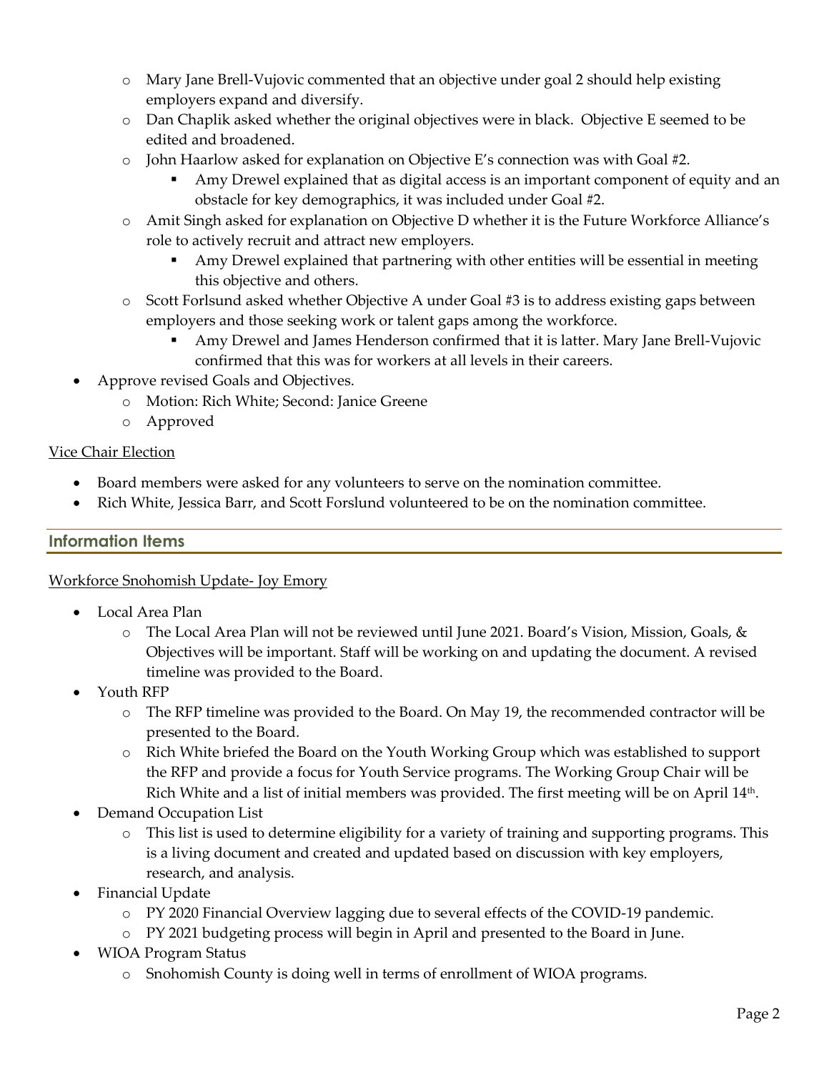- Mary Jane Brell-Vujovic commented that an objective under goal 2 should help existing employers expand and diversify.
  - Dan Chaplik asked whether the original objectives were in black. Objective E seemed to be edited and broadened.
  - John Haarlow asked for explanation on Objective E's connection was with Goal #2.
    - Amy Drewel explained that as digital access is an important component of equity and an obstacle for key demographics, it was included under Goal #2.
  - Amit Singh asked for explanation on Objective D whether it is the Future Workforce Alliance's role to actively recruit and attract new employers.
    - Amy Drewel explained that partnering with other entities will be essential in meeting this objective and others.
  - Scott Forslund asked whether Objective A under Goal #3 is to address existing gaps between employers and those seeking work or talent gaps among the workforce.
    - Amy Drewel and James Henderson confirmed that it is latter. Mary Jane Brell-Vujovic confirmed that this was for workers at all levels in their careers.
- Approve revised Goals and Objectives.
  - Motion: Rich White; Second: Janice Greene
  - Approved

Vice Chair Election

- Board members were asked for any volunteers to serve on the nomination committee.
- Rich White, Jessica Barr, and Scott Forslund volunteered to be on the nomination committee.

## Information Items

Workforce Snohomish Update- Joy Emory

- Local Area Plan
  - The Local Area Plan will not be reviewed until June 2021. Board's Vision, Mission, Goals, & Objectives will be important. Staff will be working on and updating the document. A revised timeline was provided to the Board.
- Youth RFP
  - The RFP timeline was provided to the Board. On May 19, the recommended contractor will be presented to the Board.
  - Rich White briefed the Board on the Youth Working Group which was established to support the RFP and provide a focus for Youth Service programs. The Working Group Chair will be Rich White and a list of initial members was provided. The first meeting will be on April 14th.
- Demand Occupation List
  - This list is used to determine eligibility for a variety of training and supporting programs. This is a living document and created and updated based on discussion with key employers, research, and analysis.
- Financial Update
  - PY 2020 Financial Overview lagging due to several effects of the COVID-19 pandemic.
  - PY 2021 budgeting process will begin in April and presented to the Board in June.
- WIOA Program Status
  - Snohomish County is doing well in terms of enrollment of WIOA programs.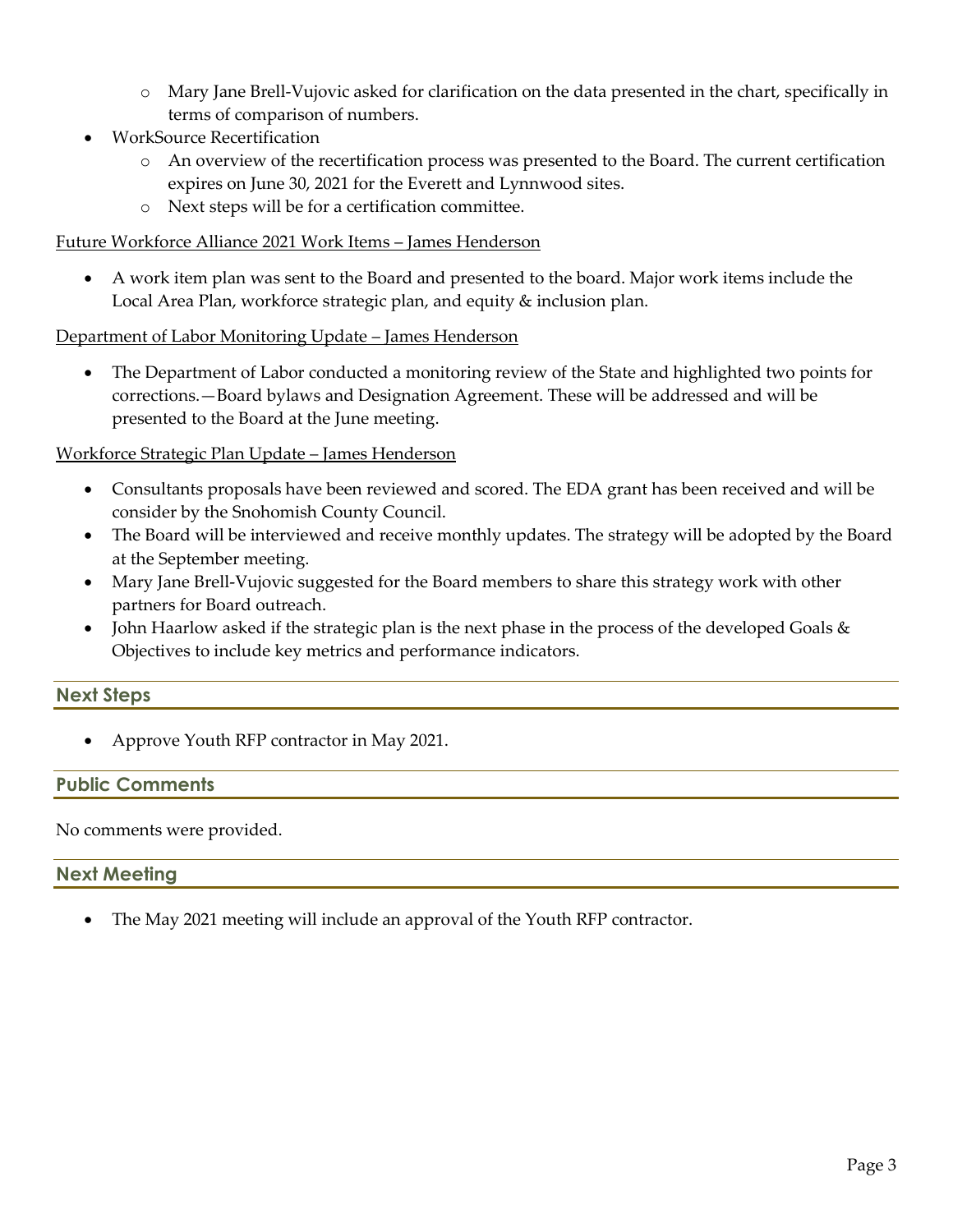- Mary Jane Brell-Vujovic asked for clarification on the data presented in the chart, specifically in terms of comparison of numbers.
- WorkSource Recertification
  - An overview of the recertification process was presented to the Board. The current certification expires on June 30, 2021 for the Everett and Lynnwood sites.
  - Next steps will be for a certification committee.

Future Workforce Alliance 2021 Work Items – James Henderson

- A work item plan was sent to the Board and presented to the board. Major work items include the Local Area Plan, workforce strategic plan, and equity & inclusion plan.

Department of Labor Monitoring Update – James Henderson

- The Department of Labor conducted a monitoring review of the State and highlighted two points for corrections.—Board bylaws and Designation Agreement. These will be addressed and will be presented to the Board at the June meeting.

Workforce Strategic Plan Update – James Henderson

- Consultants proposals have been reviewed and scored. The EDA grant has been received and will be consider by the Snohomish County Council.
- The Board will be interviewed and receive monthly updates. The strategy will be adopted by the Board at the September meeting.
- Mary Jane Brell-Vujovic suggested for the Board members to share this strategy work with other partners for Board outreach.
- John Haarlow asked if the strategic plan is the next phase in the process of the developed Goals & Objectives to include key metrics and performance indicators.

## Next Steps

- Approve Youth RFP contractor in May 2021.

## Public Comments

No comments were provided.

## Next Meeting

- The May 2021 meeting will include an approval of the Youth RFP contractor.